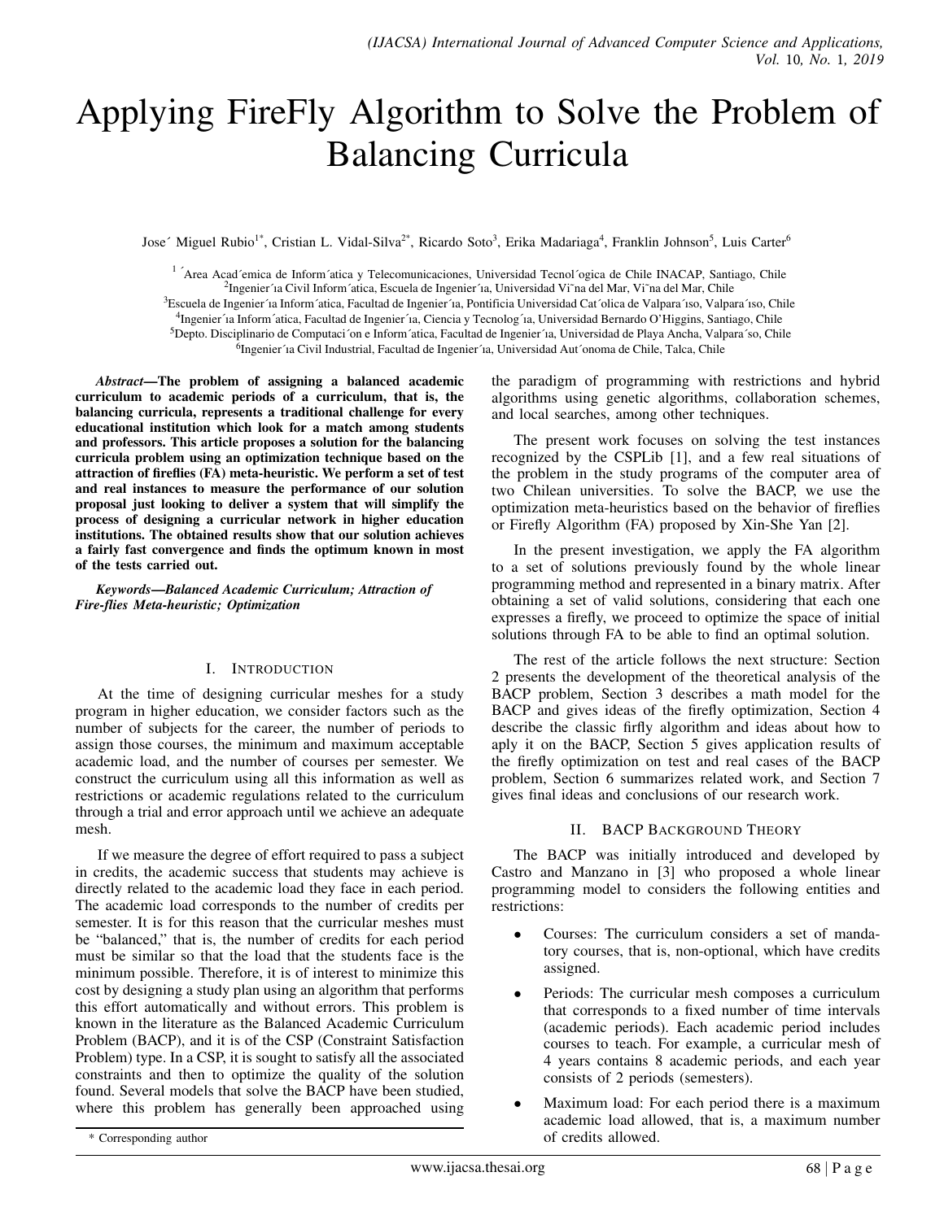# Applying FireFly Algorithm to Solve the Problem of Balancing Curricula

José Miguel Rubio[1*], Cristian L. Vidal-Silva[2*], Ricardo Soto[3], Erika Madariaga[4], Franklin Johnson[5], Luis Carter[6]

[1] Área Académica de Informática y Telecomunicaciones, Universidad Tecnológica de Chile INACAP, Santiago, Chile
[2] Ingeniería Civil Informática, Escuela de Ingeniería, Universidad Viña del Mar, Viña del Mar, Chile
[3] Escuela de Ingeniería Informática, Facultad de Ingeniería, Pontificia Universidad Católica de Valparaíso, Valparaíso, Chile
[4] Ingeniería Informática, Facultad de Ingeniería, Ciencia y Tecnología, Universidad Bernardo O'Higgins, Santiago, Chile
[5] Depto. Disciplinario de Computación e Informática, Facultad de Ingeniería, Universidad de Playa Ancha, Valparaíso, Chile
[6] Ingeniería Civil Industrial, Facultad de Ingeniería, Universidad Autónoma de Chile, Talca, Chile

***Abstract*—The problem of assigning a balanced academic curriculum to academic periods of a curriculum, that is, the balancing curricula, represents a traditional challenge for every educational institution which look for a match among students and professors. This article proposes a solution for the balancing curricula problem using an optimization technique based on the attraction of fireflies (FA) meta-heuristic. We perform a set of test and real instances to measure the performance of our solution proposal just looking to deliver a system that will simplify the process of designing a curricular network in higher education institutions. The obtained results show that our solution achieves a fairly fast convergence and finds the optimum known in most of the tests carried out.**

***Keywords*—Balanced Academic Curriculum; Attraction of Fire-flies Meta-heuristic; Optimization**

## I. Introduction

At the time of designing curricular meshes for a study program in higher education, we consider factors such as the number of subjects for the career, the number of periods to assign those courses, the minimum and maximum acceptable academic load, and the number of courses per semester. We construct the curriculum using all this information as well as restrictions or academic regulations related to the curriculum through a trial and error approach until we achieve an adequate mesh.

If we measure the degree of effort required to pass a subject in credits, the academic success that students may achieve is directly related to the academic load they face in each period. The academic load corresponds to the number of credits per semester. It is for this reason that the curricular meshes must be "balanced," that is, the number of credits for each period must be similar so that the load that the students face is the minimum possible. Therefore, it is of interest to minimize this cost by designing a study plan using an algorithm that performs this effort automatically and without errors. This problem is known in the literature as the Balanced Academic Curriculum Problem (BACP), and it is of the CSP (Constraint Satisfaction Problem) type. In a CSP, it is sought to satisfy all the associated constraints and then to optimize the quality of the solution found. Several models that solve the BACP have been studied, where this problem has generally been approached using the paradigm of programming with restrictions and hybrid algorithms using genetic algorithms, collaboration schemes, and local searches, among other techniques.

The present work focuses on solving the test instances recognized by the CSPLib [1], and a few real situations of the problem in the study programs of the computer area of two Chilean universities. To solve the BACP, we use the optimization meta-heuristics based on the behavior of fireflies or Firefly Algorithm (FA) proposed by Xin-She Yan [2].

In the present investigation, we apply the FA algorithm to a set of solutions previously found by the whole linear programming method and represented in a binary matrix. After obtaining a set of valid solutions, considering that each one expresses a firefly, we proceed to optimize the space of initial solutions through FA to be able to find an optimal solution.

The rest of the article follows the next structure: Section 2 presents the development of the theoretical analysis of the BACP problem, Section 3 describes a math model for the BACP and gives ideas of the firefly optimization, Section 4 describe the classic firfly algorithm and ideas about how to aply it on the BACP, Section 5 gives application results of the firefly optimization on test and real cases of the BACP problem, Section 6 summarizes related work, and Section 7 gives final ideas and conclusions of our research work.

## II. BACP Background Theory

The BACP was initially introduced and developed by Castro and Manzano in [3] who proposed a whole linear programming model to considers the following entities and restrictions:

- Courses: The curriculum considers a set of mandatory courses, that is, non-optional, which have credits assigned.
- Periods: The curricular mesh composes a curriculum that corresponds to a fixed number of time intervals (academic periods). Each academic period includes courses to teach. For example, a curricular mesh of 4 years contains 8 academic periods, and each year consists of 2 periods (semesters).
- Maximum load: For each period there is a maximum academic load allowed, that is, a maximum number of credits allowed.

\* Corresponding author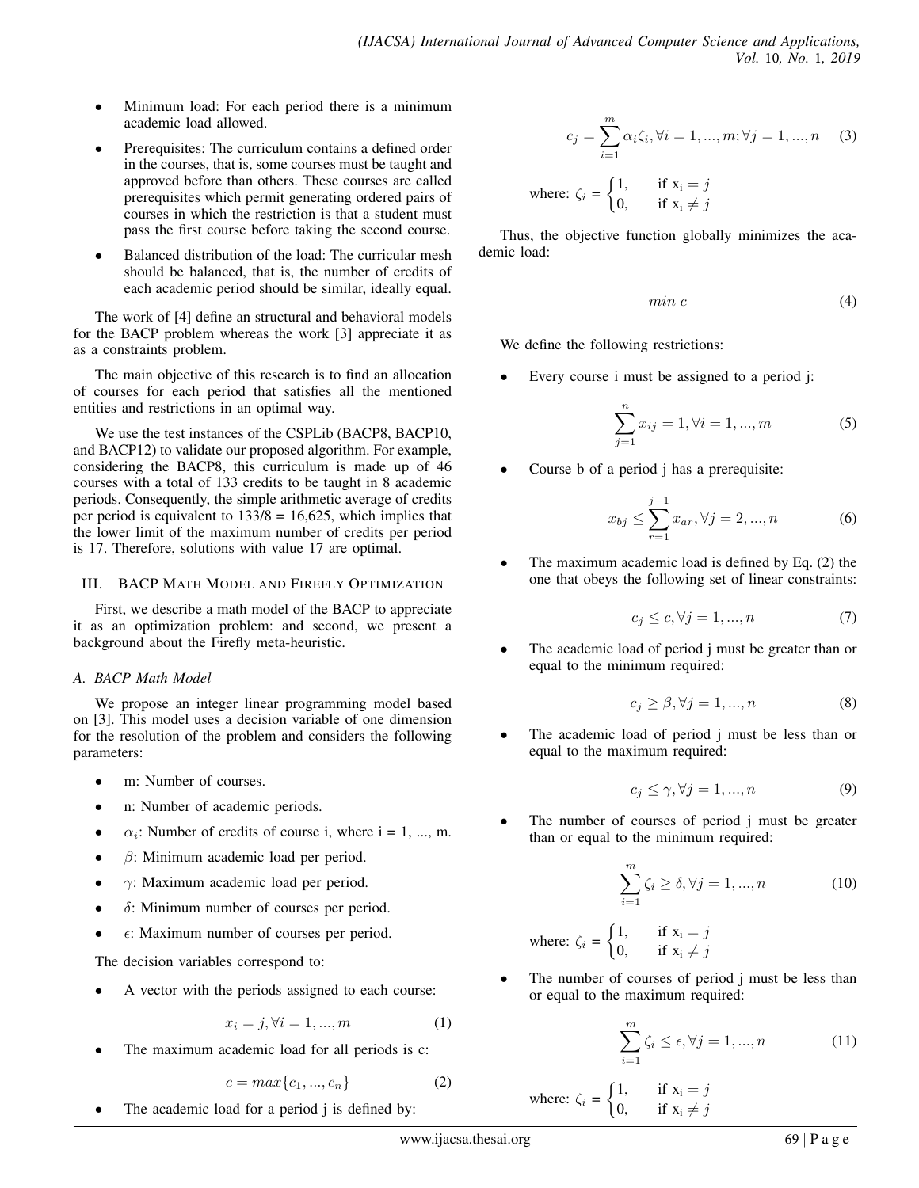- Minimum load: For each period there is a minimum academic load allowed.
- Prerequisites: The curriculum contains a defined order in the courses, that is, some courses must be taught and approved before than others. These courses are called prerequisites which permit generating ordered pairs of courses in which the restriction is that a student must pass the first course before taking the second course.
- Balanced distribution of the load: The curricular mesh should be balanced, that is, the number of credits of each academic period should be similar, ideally equal.

The work of [4] define an structural and behavioral models for the BACP problem whereas the work [3] appreciate it as as a constraints problem.

The main objective of this research is to find an allocation of courses for each period that satisfies all the mentioned entities and restrictions in an optimal way.

We use the test instances of the CSPLib (BACP8, BACP10, and BACP12) to validate our proposed algorithm. For example, considering the BACP8, this curriculum is made up of 46 courses with a total of 133 credits to be taught in 8 academic periods. Consequently, the simple arithmetic average of credits per period is equivalent to 133/8 = 16,625, which implies that the lower limit of the maximum number of credits per period is 17. Therefore, solutions with value 17 are optimal.

## III. BACP Math Model and Firefly Optimization

First, we describe a math model of the BACP to appreciate it as an optimization problem: and second, we present a background about the Firefly meta-heuristic.

### A. BACP Math Model

We propose an integer linear programming model based on [3]. This model uses a decision variable of one dimension for the resolution of the problem and considers the following parameters:

- m: Number of courses.
- n: Number of academic periods.
- $\alpha_i$: Number of credits of course i, where i = 1, ..., m.
- $\beta$: Minimum academic load per period.
- $\gamma$: Maximum academic load per period.
- $\delta$: Minimum number of courses per period.
- $\epsilon$: Maximum number of courses per period.

The decision variables correspond to:

- A vector with the periods assigned to each course:

$$x_i = j, \forall i = 1, ..., m \quad (1)$$

- The maximum academic load for all periods is c:

$$c = max\{c_1, ..., c_n\} \quad (2)$$

- The academic load for a period j is defined by:

$$c_j = \sum_{i=1}^{m} \alpha_i \zeta_i, \forall i = 1, ..., m; \forall j = 1, ..., n \quad (3)$$

where: $\zeta_i = \begin{cases} 1, & \text{if } x_i = j \\ 0, & \text{if } x_i \neq j \end{cases}$

Thus, the objective function globally minimizes the academic load:

$$min\ c \quad (4)$$

We define the following restrictions:

- Every course i must be assigned to a period j:

$$\sum_{j=1}^{n} x_{ij} = 1, \forall i = 1, ..., m \quad (5)$$

- Course b of a period j has a prerequisite:

$$x_{bj} \leq \sum_{r=1}^{j-1} x_{ar}, \forall j = 2, ..., n \quad (6)$$

- The maximum academic load is defined by Eq. (2) the one that obeys the following set of linear constraints:

$$c_j \leq c, \forall j = 1, ..., n \quad (7)$$

- The academic load of period j must be greater than or equal to the minimum required:

$$c_j \geq \beta, \forall j = 1, ..., n \quad (8)$$

- The academic load of period j must be less than or equal to the maximum required:

$$c_j \leq \gamma, \forall j = 1, ..., n \quad (9)$$

- The number of courses of period j must be greater than or equal to the minimum required:

$$\sum_{i=1}^{m} \zeta_i \geq \delta, \forall j = 1, ..., n \quad (10)$$

where: $\zeta_i = \begin{cases} 1, & \text{if } x_i = j \\ 0, & \text{if } x_i \neq j \end{cases}$

- The number of courses of period j must be less than or equal to the maximum required:

$$\sum_{i=1}^{m} \zeta_i \leq \epsilon, \forall j = 1, ..., n \quad (11)$$

where: $\zeta_i = \begin{cases} 1, & \text{if } x_i = j \\ 0, & \text{if } x_i \neq j \end{cases}$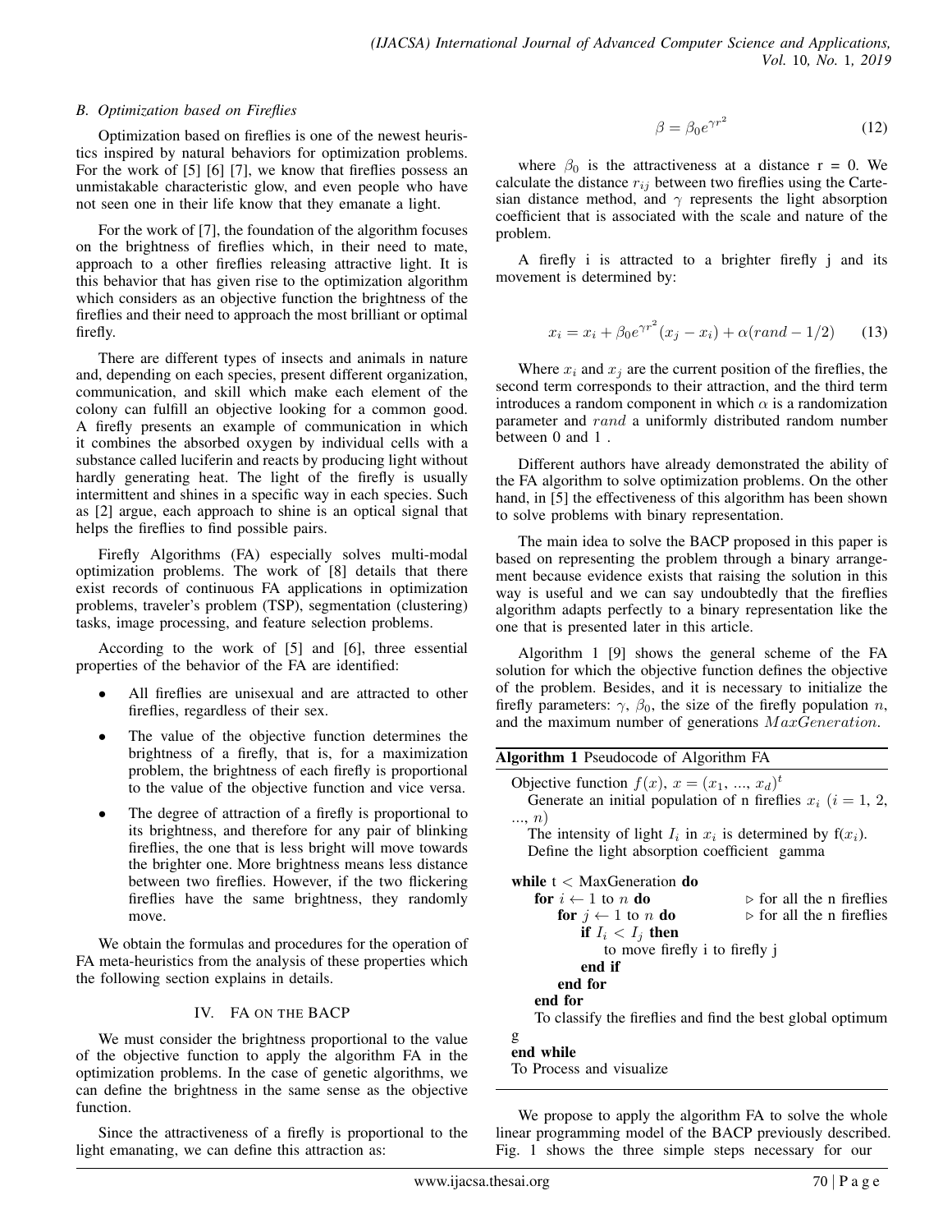### B. Optimization based on Fireflies

Optimization based on fireflies is one of the newest heuristics inspired by natural behaviors for optimization problems. For the work of [5] [6] [7], we know that fireflies possess an unmistakable characteristic glow, and even people who have not seen one in their life know that they emanate a light.

For the work of [7], the foundation of the algorithm focuses on the brightness of fireflies which, in their need to mate, approach to a other fireflies releasing attractive light. It is this behavior that has given rise to the optimization algorithm which considers as an objective function the brightness of the fireflies and their need to approach the most brilliant or optimal firefly.

There are different types of insects and animals in nature and, depending on each species, present different organization, communication, and skill which make each element of the colony can fulfill an objective looking for a common good. A firefly presents an example of communication in which it combines the absorbed oxygen by individual cells with a substance called luciferin and reacts by producing light without hardly generating heat. The light of the firefly is usually intermittent and shines in a specific way in each species. Such as [2] argue, each approach to shine is an optical signal that helps the fireflies to find possible pairs.

Firefly Algorithms (FA) especially solves multi-modal optimization problems. The work of [8] details that there exist records of continuous FA applications in optimization problems, traveler's problem (TSP), segmentation (clustering) tasks, image processing, and feature selection problems.

According to the work of [5] and [6], three essential properties of the behavior of the FA are identified:

- All fireflies are unisexual and are attracted to other fireflies, regardless of their sex.
- The value of the objective function determines the brightness of a firefly, that is, for a maximization problem, the brightness of each firefly is proportional to the value of the objective function and vice versa.
- The degree of attraction of a firefly is proportional to its brightness, and therefore for any pair of blinking fireflies, the one that is less bright will move towards the brighter one. More brightness means less distance between two fireflies. However, if the two flickering fireflies have the same brightness, they randomly move.

We obtain the formulas and procedures for the operation of FA meta-heuristics from the analysis of these properties which the following section explains in details.

## IV. FA on the BACP

We must consider the brightness proportional to the value of the objective function to apply the algorithm FA in the optimization problems. In the case of genetic algorithms, we can define the brightness in the same sense as the objective function.

Since the attractiveness of a firefly is proportional to the light emanating, we can define this attraction as:

$$\beta = \beta_0 e^{\gamma r^2} \tag{12}$$

where $\beta_0$ is the attractiveness at a distance r = 0. We calculate the distance $r_{ij}$ between two fireflies using the Cartesian distance method, and $\gamma$ represents the light absorption coefficient that is associated with the scale and nature of the problem.

A firefly i is attracted to a brighter firefly j and its movement is determined by:

$$x_i = x_i + \beta_0 e^{\gamma r^2}(x_j - x_i) + \alpha(rand - 1/2) \tag{13}$$

Where $x_i$ and $x_j$ are the current position of the fireflies, the second term corresponds to their attraction, and the third term introduces a random component in which $\alpha$ is a randomization parameter and $rand$ a uniformly distributed random number between 0 and 1 .

Different authors have already demonstrated the ability of the FA algorithm to solve optimization problems. On the other hand, in [5] the effectiveness of this algorithm has been shown to solve problems with binary representation.

The main idea to solve the BACP proposed in this paper is based on representing the problem through a binary arrangement because evidence exists that raising the solution in this way is useful and we can say undoubtedly that the fireflies algorithm adapts perfectly to a binary representation like the one that is presented later in this article.

Algorithm 1 [9] shows the general scheme of the FA solution for which the objective function defines the objective of the problem. Besides, and it is necessary to initialize the firefly parameters: $\gamma$, $\beta_0$, the size of the firefly population $n$, and the maximum number of generations $MaxGeneration$.

**Algorithm 1** Pseudocode of Algorithm FA

```
Objective function f(x), x = (x_1, ..., x_d)^t
  Generate an initial population of n fireflies x_i (i = 1, 2, ..., n)
  The intensity of light I_i in x_i is determined by f(x_i).
  Define the light absorption coefficient  gamma

while t < MaxGeneration do
    for i ← 1 to n do                    ▷ for all the n fireflies
        for j ← 1 to n do                ▷ for all the n fireflies
            if I_i < I_j then
                to move firefly i to firefly j
            end if
        end for
    end for
    To classify the fireflies and find the best global optimum g
end while
To Process and visualize
```

We propose to apply the algorithm FA to solve the whole linear programming model of the BACP previously described. Fig. 1 shows the three simple steps necessary for our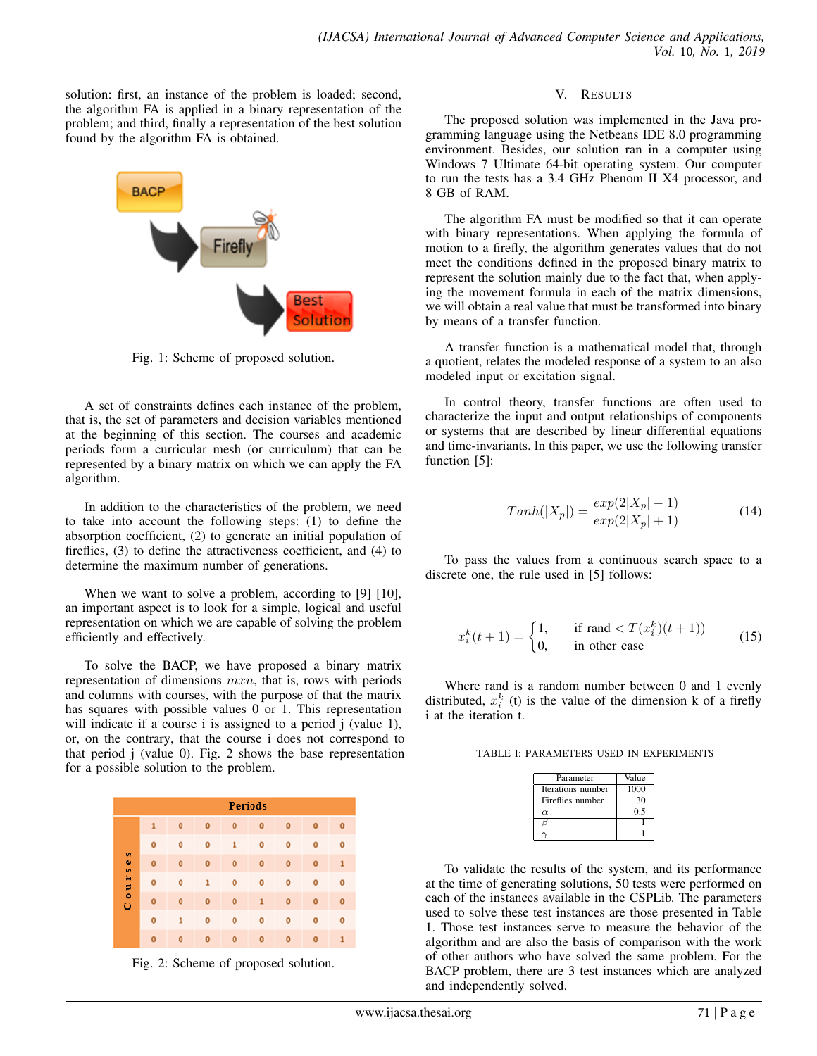solution: first, an instance of the problem is loaded; second, the algorithm FA is applied in a binary representation of the problem; and third, finally a representation of the best solution found by the algorithm FA is obtained.

Fig. 1: Scheme of proposed solution.

A set of constraints defines each instance of the problem, that is, the set of parameters and decision variables mentioned at the beginning of this section. The courses and academic periods form a curricular mesh (or curriculum) that can be represented by a binary matrix on which we can apply the FA algorithm.

In addition to the characteristics of the problem, we need to take into account the following steps: (1) to define the absorption coefficient, (2) to generate an initial population of fireflies, (3) to define the attractiveness coefficient, and (4) to determine the maximum number of generations.

When we want to solve a problem, according to [9] [10], an important aspect is to look for a simple, logical and useful representation on which we are capable of solving the problem efficiently and effectively.

To solve the BACP, we have proposed a binary matrix representation of dimensions $mxn$, that is, rows with periods and columns with courses, with the purpose of that the matrix has squares with possible values 0 or 1. This representation will indicate if a course i is assigned to a period j (value 1), or, on the contrary, that the course i does not correspond to that period j (value 0). Fig. 2 shows the base representation for a possible solution to the problem.

| | Periods | | | | | | | |
|---|---|---|---|---|---|---|---|---|
| Courses | 1 | 0 | 0 | 0 | 0 | 0 | 0 | 0 |
| | 0 | 0 | 0 | 1 | 0 | 0 | 0 | 0 |
| | 0 | 0 | 0 | 0 | 0 | 0 | 0 | 1 |
| | 0 | 0 | 1 | 0 | 0 | 0 | 0 | 0 |
| | 0 | 0 | 0 | 0 | 1 | 0 | 0 | 0 |
| | 0 | 1 | 0 | 0 | 0 | 0 | 0 | 0 |
| | 0 | 0 | 0 | 0 | 0 | 0 | 0 | 1 |

Fig. 2: Scheme of proposed solution.

## V. Results

The proposed solution was implemented in the Java programming language using the Netbeans IDE 8.0 programming environment. Besides, our solution ran in a computer using Windows 7 Ultimate 64-bit operating system. Our computer to run the tests has a 3.4 GHz Phenom II X4 processor, and 8 GB of RAM.

The algorithm FA must be modified so that it can operate with binary representations. When applying the formula of motion to a firefly, the algorithm generates values that do not meet the conditions defined in the proposed binary matrix to represent the solution mainly due to the fact that, when applying the movement formula in each of the matrix dimensions, we will obtain a real value that must be transformed into binary by means of a transfer function.

A transfer function is a mathematical model that, through a quotient, relates the modeled response of a system to an also modeled input or excitation signal.

In control theory, transfer functions are often used to characterize the input and output relationships of components or systems that are described by linear differential equations and time-invariants. In this paper, we use the following transfer function [5]:

$$Tanh(|X_p|) = \frac{exp(2|X_p| - 1)}{exp(2|X_p| + 1)} \tag{14}$$

To pass the values from a continuous search space to a discrete one, the rule used in [5] follows:

$$x_i^k(t+1) = \begin{cases} 1, & \text{if rand} < T(x_i^k)(t+1)) \\ 0, & \text{in other case} \end{cases} \tag{15}$$

Where rand is a random number between 0 and 1 evenly distributed, $x_i^k$ (t) is the value of the dimension k of a firefly i at the iteration t.

TABLE I: Parameters used in Experiments

| Parameter | Value |
|---|---|
| Iterations number | 1000 |
| Fireflies number | 30 |
| $\alpha$ | 0.5 |
| $\beta$ | 1 |
| $\gamma$ | 1 |

To validate the results of the system, and its performance at the time of generating solutions, 50 tests were performed on each of the instances available in the CSPLib. The parameters used to solve these test instances are those presented in Table 1. Those test instances serve to measure the behavior of the algorithm and are also the basis of comparison with the work of other authors who have solved the same problem. For the BACP problem, there are 3 test instances which are analyzed and independently solved.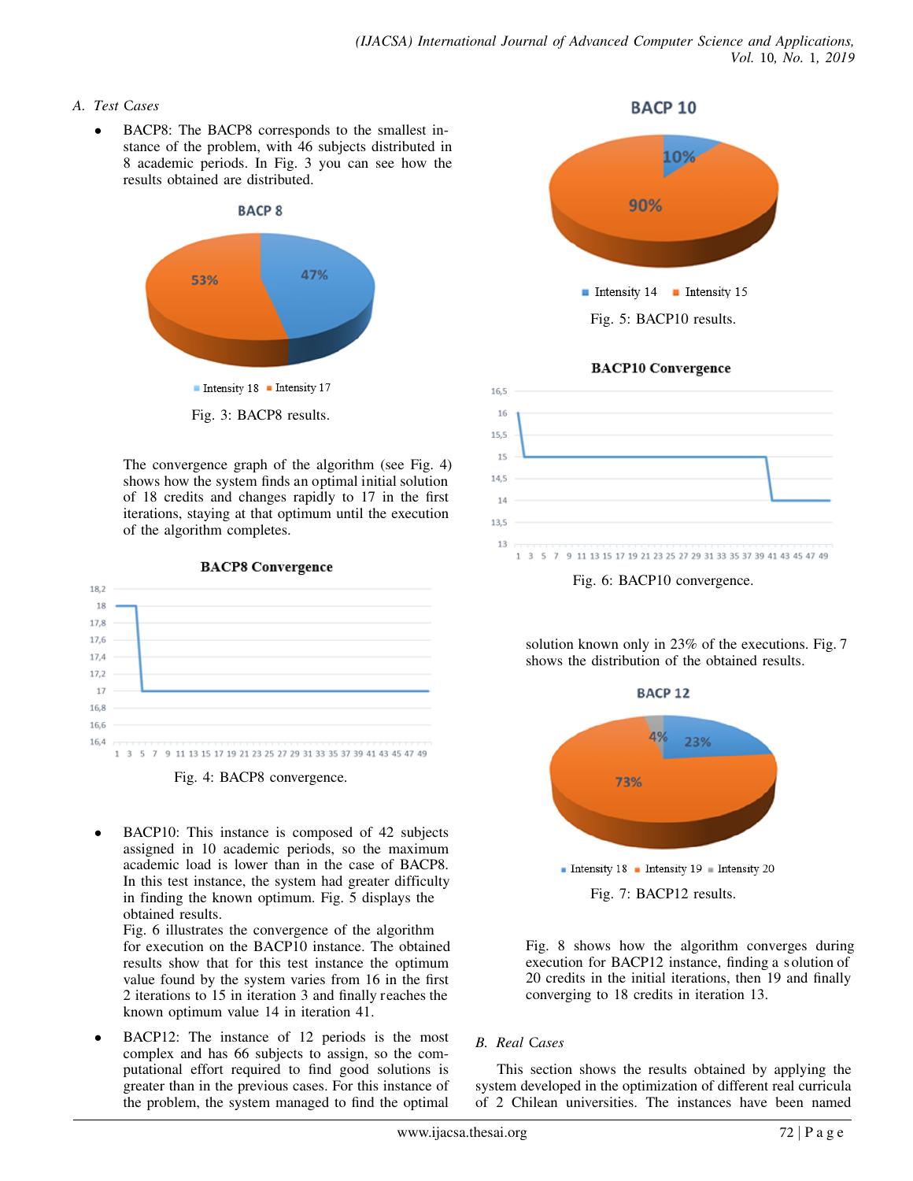### A. Test Cases

- BACP8: The BACP8 corresponds to the smallest instance of the problem, with 46 subjects distributed in 8 academic periods. In Fig. 3 you can see how the results obtained are distributed.

Fig. 3: BACP8 results.

The convergence graph of the algorithm (see Fig. 4) shows how the system finds an optimal initial solution of 18 credits and changes rapidly to 17 in the first iterations, staying at that optimum until the execution of the algorithm completes.

Fig. 4: BACP8 convergence.

- BACP10: This instance is composed of 42 subjects assigned in 10 academic periods, so the maximum academic load is lower than in the case of BACP8. In this test instance, the system had greater difficulty in finding the known optimum. Fig. 5 displays the obtained results.
  Fig. 6 illustrates the convergence of the algorithm for execution on the BACP10 instance. The obtained results show that for this test instance the optimum value found by the system varies from 16 in the first 2 iterations to 15 in iteration 3 and finally reaches the known optimum value 14 in iteration 41.

Fig. 5: BACP10 results.

Fig. 6: BACP10 convergence.

- BACP12: The instance of 12 periods is the most complex and has 66 subjects to assign, so the computational effort required to find good solutions is greater than in the previous cases. For this instance of the problem, the system managed to find the optimal solution known only in 23% of the executions. Fig. 7 shows the distribution of the obtained results.

Fig. 7: BACP12 results.

Fig. 8 shows how the algorithm converges during execution for BACP12 instance, finding a solution of 20 credits in the initial iterations, then 19 and finally converging to 18 credits in iteration 13.

### B. Real Cases

This section shows the results obtained by applying the system developed in the optimization of different real curricula of 2 Chilean universities. The instances have been named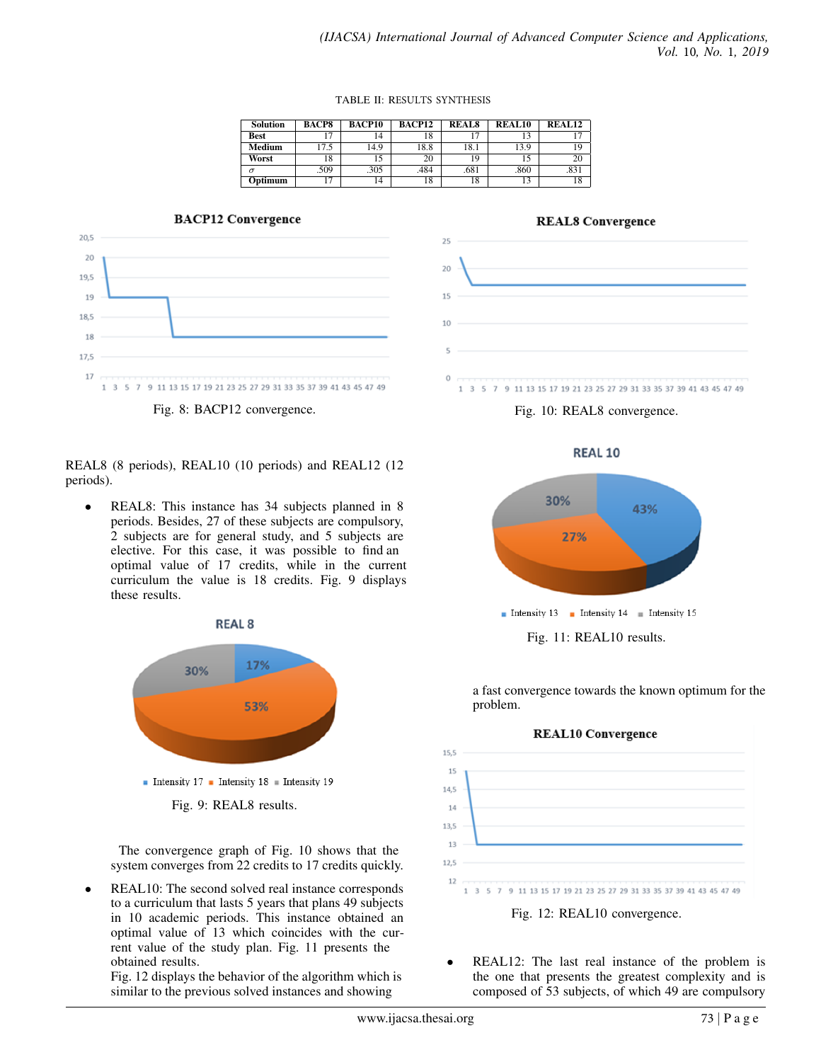TABLE II: RESULTS SYNTHESIS

| Solution | BACP8 | BACP10 | BACP12 | REAL8 | REAL10 | REAL12 |
|---|---|---|---|---|---|---|
| **Best** | 17 | 14 | 18 | 17 | 13 | 17 |
| **Medium** | 17.5 | 14.9 | 18.8 | 18.1 | 13.9 | 19 |
| **Worst** | 18 | 15 | 20 | 19 | 15 | 20 |
| $\sigma$ | .509 | .305 | .484 | .681 | .860 | .831 |
| **Optimum** | 17 | 14 | 18 | 18 | 13 | 18 |

Fig. 8: BACP12 convergence.

Fig. 10: REAL8 convergence.

REAL8 (8 periods), REAL10 (10 periods) and REAL12 (12 periods).

- REAL8: This instance has 34 subjects planned in 8 periods. Besides, 27 of these subjects are compulsory, 2 subjects are for general study, and 5 subjects are elective. For this case, it was possible to find an optimal value of 17 credits, while in the current curriculum the value is 18 credits. Fig. 9 displays these results.

Fig. 9: REAL8 results.

The convergence graph of Fig. 10 shows that the system converges from 22 credits to 17 credits quickly.

- REAL10: The second solved real instance corresponds to a curriculum that lasts 5 years that plans 49 subjects in 10 academic periods. This instance obtained an optimal value of 13 which coincides with the current value of the study plan. Fig. 11 presents the obtained results.
Fig. 12 displays the behavior of the algorithm which is similar to the previous solved instances and showing a fast convergence towards the known optimum for the problem.

Fig. 11: REAL10 results.

Fig. 12: REAL10 convergence.

- REAL12: The last real instance of the problem is the one that presents the greatest complexity and is composed of 53 subjects, of which 49 are compulsory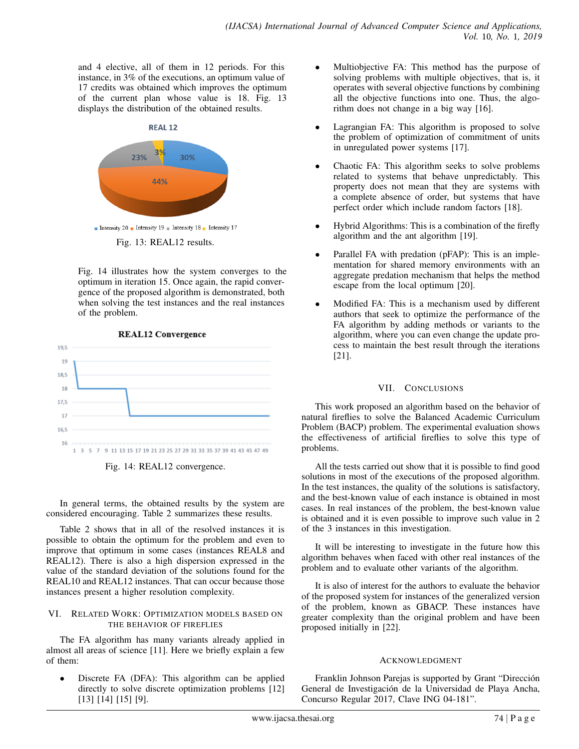and 4 elective, all of them in 12 periods. For this instance, in 3% of the executions, an optimum value of 17 credits was obtained which improves the optimum of the current plan whose value is 18. Fig. 13 displays the distribution of the obtained results.

Fig. 13: REAL12 results.

Fig. 14 illustrates how the system converges to the optimum in iteration 15. Once again, the rapid convergence of the proposed algorithm is demonstrated, both when solving the test instances and the real instances of the problem.

Fig. 14: REAL12 convergence.

In general terms, the obtained results by the system are considered encouraging. Table 2 summarizes these results.

Table 2 shows that in all of the resolved instances it is possible to obtain the optimum for the problem and even to improve that optimum in some cases (instances REAL8 and REAL12). There is also a high dispersion expressed in the value of the standard deviation of the solutions found for the REAL10 and REAL12 instances. That can occur because those instances present a higher resolution complexity.

## VI. Related Work: Optimization Models Based on the Behavior of Fireflies

The FA algorithm has many variants already applied in almost all areas of science [11]. Here we briefly explain a few of them:

- Discrete FA (DFA): This algorithm can be applied directly to solve discrete optimization problems [12] [13] [14] [15] [9].
- Multiobjective FA: This method has the purpose of solving problems with multiple objectives, that is, it operates with several objective functions by combining all the objective functions into one. Thus, the algorithm does not change in a big way [16].
- Lagrangian FA: This algorithm is proposed to solve the problem of optimization of commitment of units in unregulated power systems [17].
- Chaotic FA: This algorithm seeks to solve problems related to systems that behave unpredictably. This property does not mean that they are systems with a complete absence of order, but systems that have perfect order which include random factors [18].
- Hybrid Algorithms: This is a combination of the firefly algorithm and the ant algorithm [19].
- Parallel FA with predation (pFAP): This is an implementation for shared memory environments with an aggregate predation mechanism that helps the method escape from the local optimum [20].
- Modified FA: This is a mechanism used by different authors that seek to optimize the performance of the FA algorithm by adding methods or variants to the algorithm, where you can even change the update process to maintain the best result through the iterations [21].

## VII. Conclusions

This work proposed an algorithm based on the behavior of natural fireflies to solve the Balanced Academic Curriculum Problem (BACP) problem. The experimental evaluation shows the effectiveness of artificial fireflies to solve this type of problems.

All the tests carried out show that it is possible to find good solutions in most of the executions of the proposed algorithm. In the test instances, the quality of the solutions is satisfactory, and the best-known value of each instance is obtained in most cases. In real instances of the problem, the best-known value is obtained and it is even possible to improve such value in 2 of the 3 instances in this investigation.

It will be interesting to investigate in the future how this algorithm behaves when faced with other real instances of the problem and to evaluate other variants of the algorithm.

It is also of interest for the authors to evaluate the behavior of the proposed system for instances of the generalized version of the problem, known as GBACP. These instances have greater complexity than the original problem and have been proposed initially in [22].

## Acknowledgment

Franklin Johnson Parejas is supported by Grant "Dirección General de Investigación de la Universidad de Playa Ancha, Concurso Regular 2017, Clave ING 04-181".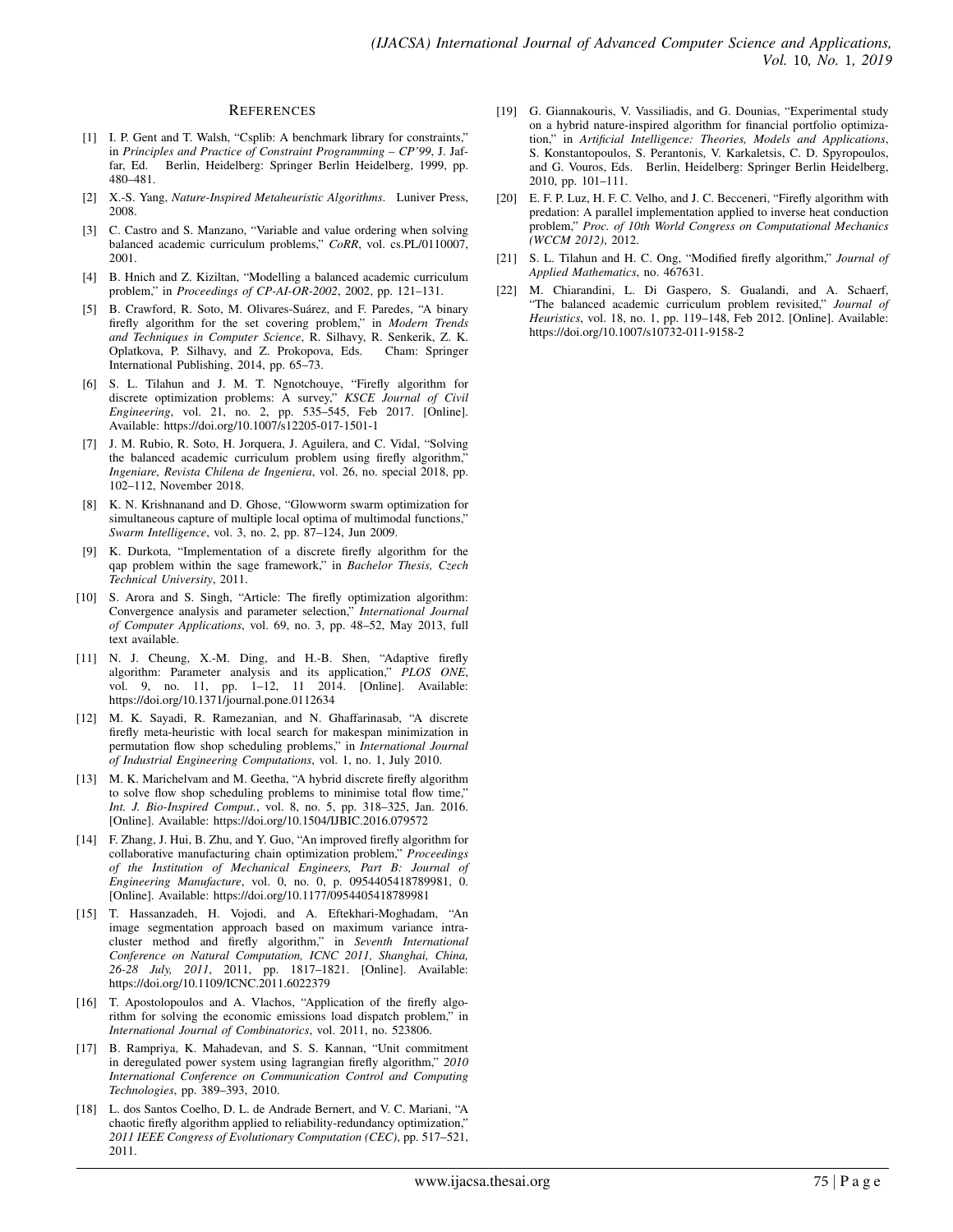## References

[1] I. P. Gent and T. Walsh, "Csplib: A benchmark library for constraints," in *Principles and Practice of Constraint Programming – CP'99*, J. Jaffar, Ed. Berlin, Heidelberg: Springer Berlin Heidelberg, 1999, pp. 480–481.

[2] X.-S. Yang, *Nature-Inspired Metaheuristic Algorithms*. Luniver Press, 2008.

[3] C. Castro and S. Manzano, "Variable and value ordering when solving balanced academic curriculum problems," *CoRR*, vol. cs.PL/0110007, 2001.

[4] B. Hnich and Z. Kiziltan, "Modelling a balanced academic curriculum problem," in *Proceedings of CP-AI-OR-2002*, 2002, pp. 121–131.

[5] B. Crawford, R. Soto, M. Olivares-Suárez, and F. Paredes, "A binary firefly algorithm for the set covering problem," in *Modern Trends and Techniques in Computer Science*, R. Silhavy, R. Senkerik, Z. K. Oplatkova, P. Silhavy, and Z. Prokopova, Eds. Cham: Springer International Publishing, 2014, pp. 65–73.

[6] S. L. Tilahun and J. M. T. Ngnotchouye, "Firefly algorithm for discrete optimization problems: A survey," *KSCE Journal of Civil Engineering*, vol. 21, no. 2, pp. 535–545, Feb 2017. [Online]. Available: https://doi.org/10.1007/s12205-017-1501-1

[7] J. M. Rubio, R. Soto, H. Jorquera, J. Aguilera, and C. Vidal, "Solving the balanced academic curriculum problem using firefly algorithm," *Ingeniare, Revista Chilena de Ingeniera*, vol. 26, no. special 2018, pp. 102–112, November 2018.

[8] K. N. Krishnanand and D. Ghose, "Glowworm swarm optimization for simultaneous capture of multiple local optima of multimodal functions," *Swarm Intelligence*, vol. 3, no. 2, pp. 87–124, Jun 2009.

[9] K. Durkota, "Implementation of a discrete firefly algorithm for the qap problem within the sage framework," in *Bachelor Thesis, Czech Technical University*, 2011.

[10] S. Arora and S. Singh, "Article: The firefly optimization algorithm: Convergence analysis and parameter selection," *International Journal of Computer Applications*, vol. 69, no. 3, pp. 48–52, May 2013, full text available.

[11] N. J. Cheung, X.-M. Ding, and H.-B. Shen, "Adaptive firefly algorithm: Parameter analysis and its application," *PLOS ONE*, vol. 9, no. 11, pp. 1–12, 11 2014. [Online]. Available: https://doi.org/10.1371/journal.pone.0112634

[12] M. K. Sayadi, R. Ramezanian, and N. Ghaffarinasab, "A discrete firefly meta-heuristic with local search for makespan minimization in permutation flow shop scheduling problems," in *International Journal of Industrial Engineering Computations*, vol. 1, no. 1, July 2010.

[13] M. K. Marichelvam and M. Geetha, "A hybrid discrete firefly algorithm to solve flow shop scheduling problems to minimise total flow time," *Int. J. Bio-Inspired Comput.*, vol. 8, no. 5, pp. 318–325, Jan. 2016. [Online]. Available: https://doi.org/10.1504/IJBIC.2016.079572

[14] F. Zhang, J. Hui, B. Zhu, and Y. Guo, "An improved firefly algorithm for collaborative manufacturing chain optimization problem," *Proceedings of the Institution of Mechanical Engineers, Part B: Journal of Engineering Manufacture*, vol. 0, no. 0, p. 0954405418789981, 0. [Online]. Available: https://doi.org/10.1177/0954405418789981

[15] T. Hassanzadeh, H. Vojodi, and A. Eftekhari-Moghadam, "An image segmentation approach based on maximum variance intra-cluster method and firefly algorithm," in *Seventh International Conference on Natural Computation, ICNC 2011, Shanghai, China, 26-28 July, 2011*, 2011, pp. 1817–1821. [Online]. Available: https://doi.org/10.1109/ICNC.2011.6022379

[16] T. Apostolopoulos and A. Vlachos, "Application of the firefly algorithm for solving the economic emissions load dispatch problem," in *International Journal of Combinatorics*, vol. 2011, no. 523806.

[17] B. Rampriya, K. Mahadevan, and S. S. Kannan, "Unit commitment in deregulated power system using lagrangian firefly algorithm," *2010 International Conference on Communication Control and Computing Technologies*, pp. 389–393, 2010.

[18] L. dos Santos Coelho, D. L. de Andrade Bernert, and V. C. Mariani, "A chaotic firefly algorithm applied to reliability-redundancy optimization," *2011 IEEE Congress of Evolutionary Computation (CEC)*, pp. 517–521, 2011.

[19] G. Giannakouris, V. Vassiliadis, and G. Dounias, "Experimental study on a hybrid nature-inspired algorithm for financial portfolio optimization," in *Artificial Intelligence: Theories, Models and Applications*, S. Konstantopoulos, S. Perantonis, V. Karkaletsis, C. D. Spyropoulos, and G. Vouros, Eds. Berlin, Heidelberg: Springer Berlin Heidelberg, 2010, pp. 101–111.

[20] E. F. P. Luz, H. F. C. Velho, and J. C. Becceneri, "Firefly algorithm with predation: A parallel implementation applied to inverse heat conduction problem," *Proc. of 10th World Congress on Computational Mechanics (WCCM 2012)*, 2012.

[21] S. L. Tilahun and H. C. Ong, "Modified firefly algorithm," *Journal of Applied Mathematics*, no. 467631.

[22] M. Chiarandini, L. Di Gaspero, S. Gualandi, and A. Schaerf, "The balanced academic curriculum problem revisited," *Journal of Heuristics*, vol. 18, no. 1, pp. 119–148, Feb 2012. [Online]. Available: https://doi.org/10.1007/s10732-011-9158-2